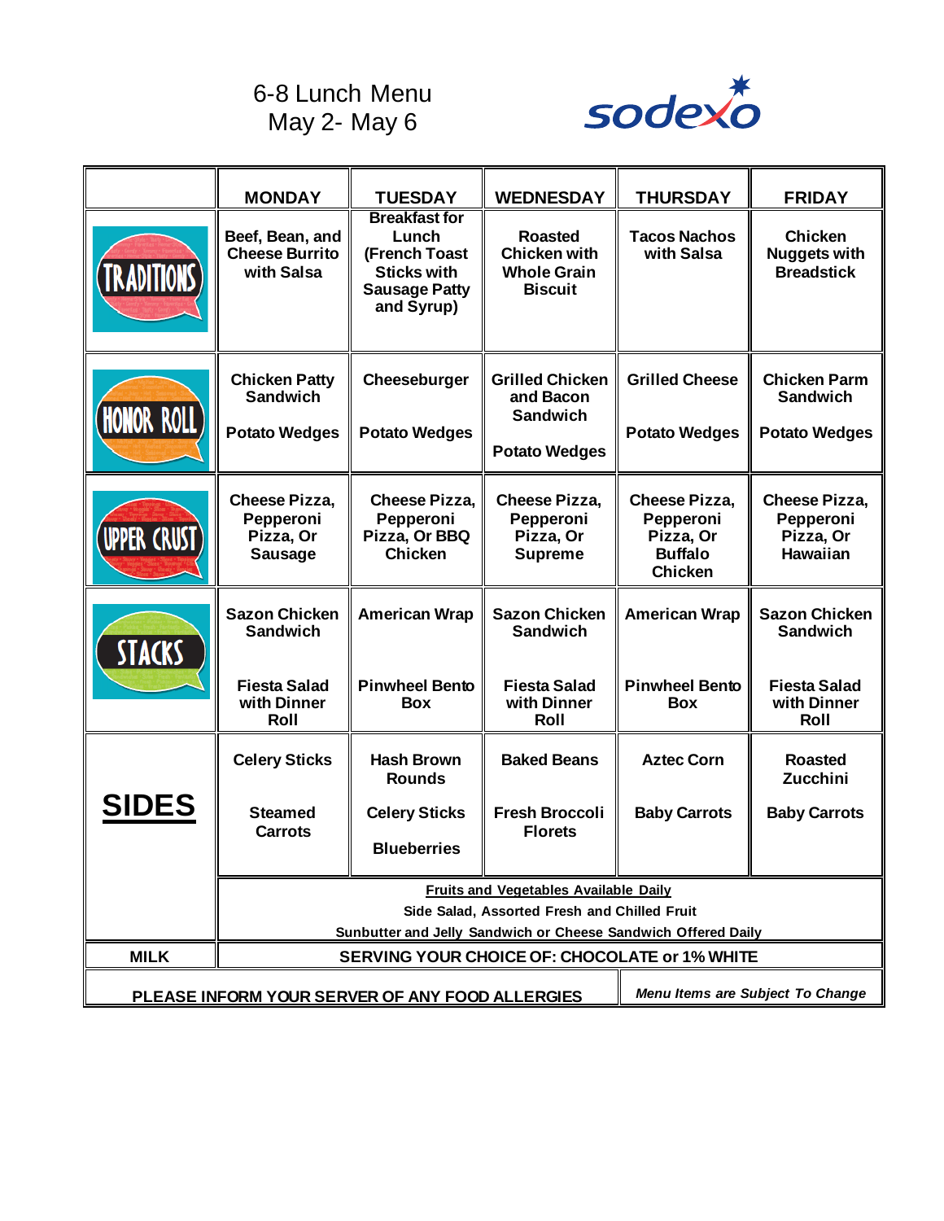# 6-8 Lunch Menu
May 2- May 6

sodexo

| | MONDAY | TUESDAY | WEDNESDAY | THURSDAY | FRIDAY |
|---|---|---|---|---|---|
| TRADITIONS | Beef, Bean, and Cheese Burrito with Salsa | Breakfast for Lunch (French Toast Sticks with Sausage Patty and Syrup) | Roasted Chicken with Whole Grain Biscuit | Tacos Nachos with Salsa | Chicken Nuggets with Breadstick |
| HONOR ROLL | Chicken Patty Sandwich<br><br>Potato Wedges | Cheeseburger<br><br>Potato Wedges | Grilled Chicken and Bacon Sandwich<br><br>Potato Wedges | Grilled Cheese<br><br>Potato Wedges | Chicken Parm Sandwich<br><br>Potato Wedges |
| UPPER CRUST | Cheese Pizza, Pepperoni Pizza, Or Sausage | Cheese Pizza, Pepperoni Pizza, Or BBQ Chicken | Cheese Pizza, Pepperoni Pizza, Or Supreme | Cheese Pizza, Pepperoni Pizza, Or Buffalo Chicken | Cheese Pizza, Pepperoni Pizza, Or Hawaiian |
| STACKS | Sazon Chicken Sandwich<br><br>Fiesta Salad with Dinner Roll | American Wrap<br><br>Pinwheel Bento Box | Sazon Chicken Sandwich<br><br>Fiesta Salad with Dinner Roll | American Wrap<br><br>Pinwheel Bento Box | Sazon Chicken Sandwich<br><br>Fiesta Salad with Dinner Roll |
| **SIDES** | Celery Sticks<br><br>Steamed Carrots | Hash Brown Rounds<br><br>Celery Sticks<br><br>Blueberries | Baked Beans<br><br>Fresh Broccoli Florets | Aztec Corn<br><br>Baby Carrots | Roasted Zucchini<br><br>Baby Carrots |
| | **Fruits and Vegetables Available Daily**<br>Side Salad, Assorted Fresh and Chilled Fruit<br>Sunbutter and Jelly Sandwich or Cheese Sandwich Offered Daily | | | | |
| MILK | SERVING YOUR CHOICE OF: CHOCOLATE or 1% WHITE | | | | |

PLEASE INFORM YOUR SERVER OF ANY FOOD ALLERGIES

*Menu Items are Subject To Change*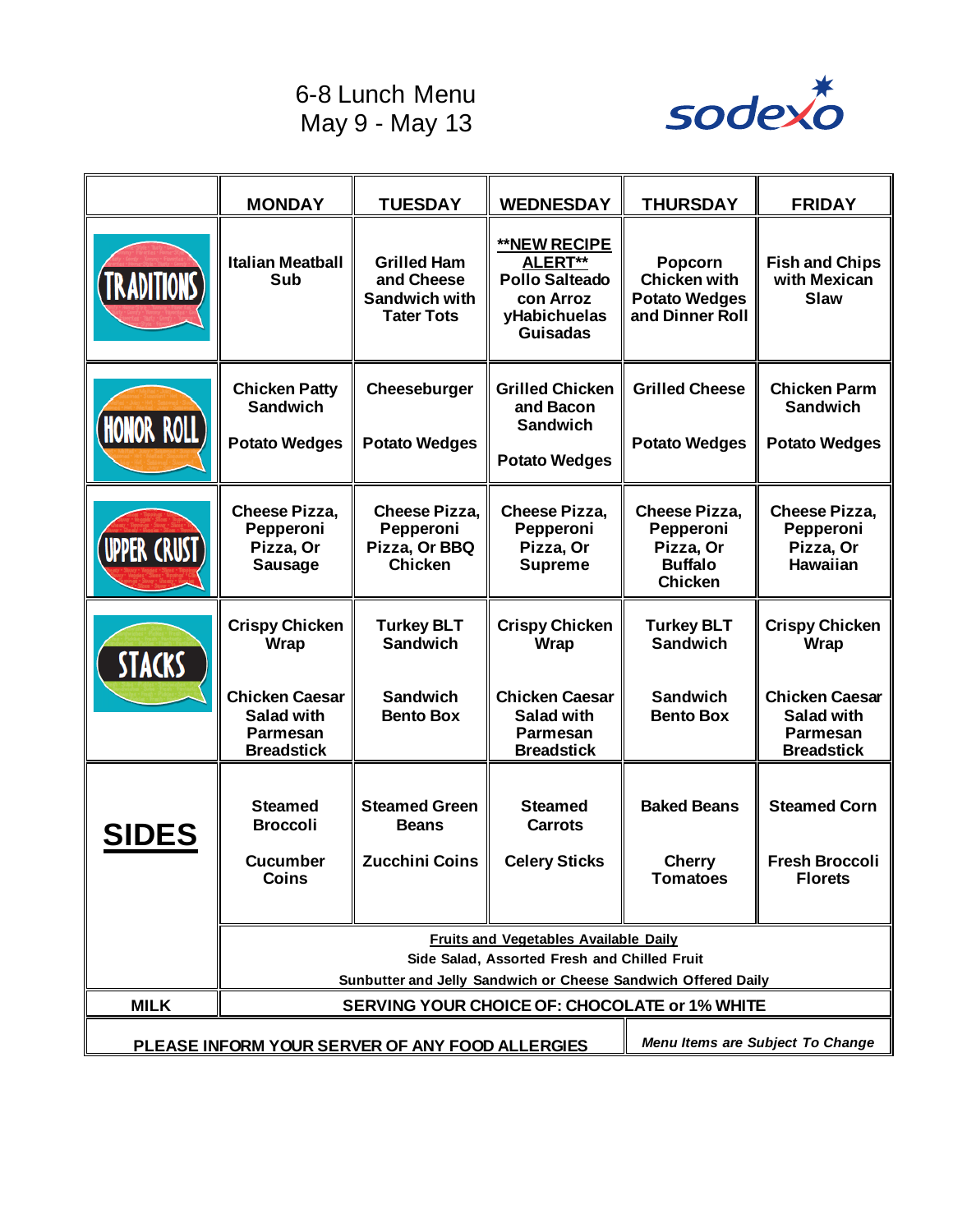# 6-8 Lunch Menu
May 9 - May 13

sodexo

| | MONDAY | TUESDAY | WEDNESDAY | THURSDAY | FRIDAY |
|---|---|---|---|---|---|
| TRADITIONS | Italian Meatball Sub | Grilled Ham and Cheese Sandwich with Tater Tots | **NEW RECIPE ALERT** Pollo Salteado con Arroz yHabichuelas Guisadas | Popcorn Chicken with Potato Wedges and Dinner Roll | Fish and Chips with Mexican Slaw |
| HONOR ROLL | Chicken Patty Sandwich<br><br>Potato Wedges | Cheeseburger<br><br>Potato Wedges | Grilled Chicken and Bacon Sandwich<br><br>Potato Wedges | Grilled Cheese<br><br>Potato Wedges | Chicken Parm Sandwich<br><br>Potato Wedges |
| UPPER CRUST | Cheese Pizza, Pepperoni Pizza, Or Sausage | Cheese Pizza, Pepperoni Pizza, Or BBQ Chicken | Cheese Pizza, Pepperoni Pizza, Or Supreme | Cheese Pizza, Pepperoni Pizza, Or Buffalo Chicken | Cheese Pizza, Pepperoni Pizza, Or Hawaiian |
| STACKS | Crispy Chicken Wrap<br><br>Chicken Caesar Salad with Parmesan Breadstick | Turkey BLT Sandwich<br><br>Sandwich Bento Box | Crispy Chicken Wrap<br><br>Chicken Caesar Salad with Parmesan Breadstick | Turkey BLT Sandwich<br><br>Sandwich Bento Box | Crispy Chicken Wrap<br><br>Chicken Caesar Salad with Parmesan Breadstick |
| **SIDES** | Steamed Broccoli<br><br>Cucumber Coins | Steamed Green Beans<br><br>Zucchini Coins | Steamed Carrots<br><br>Celery Sticks | Baked Beans<br><br>Cherry Tomatoes | Steamed Corn<br><br>Fresh Broccoli Florets |
| | Fruits and Vegetables Available Daily<br>Side Salad, Assorted Fresh and Chilled Fruit<br>Sunbutter and Jelly Sandwich or Cheese Sandwich Offered Daily | | | | |
| MILK | SERVING YOUR CHOICE OF: CHOCOLATE or 1% WHITE | | | | |

PLEASE INFORM YOUR SERVER OF ANY FOOD ALLERGIES

*Menu Items are Subject To Change*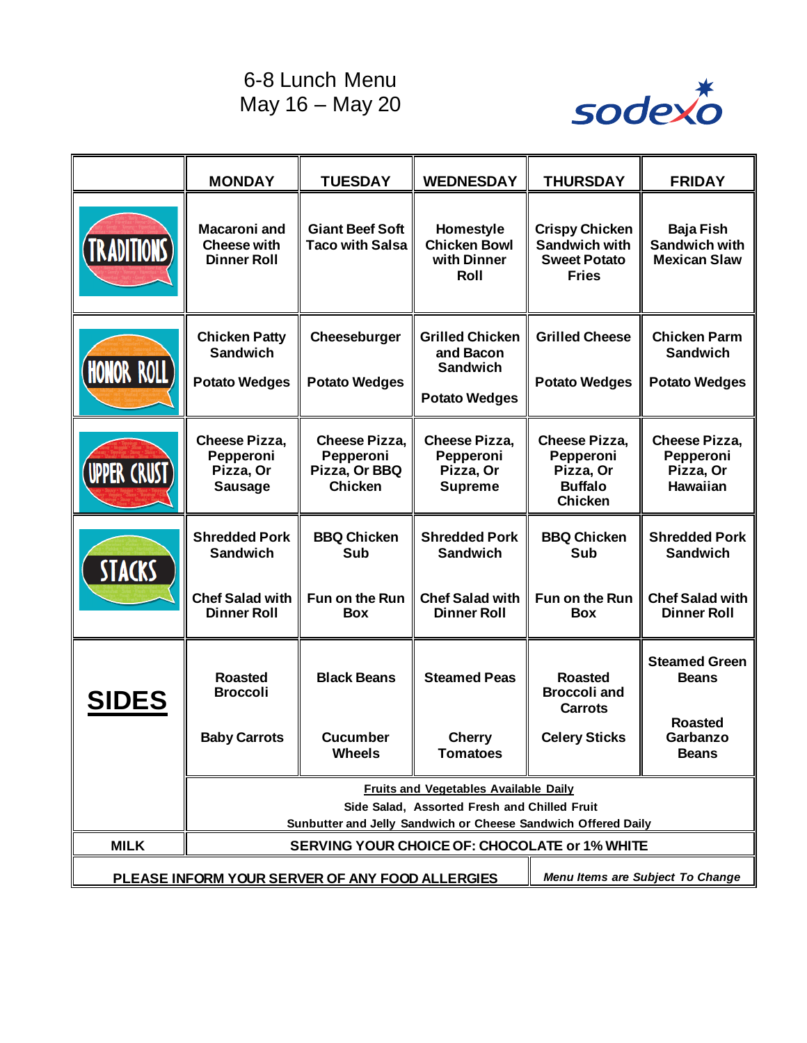# 6-8 Lunch Menu
## May 16 – May 20

sodexo

| | MONDAY | TUESDAY | WEDNESDAY | THURSDAY | FRIDAY |
|---|---|---|---|---|---|
| TRADITIONS | Macaroni and Cheese with Dinner Roll | Giant Beef Soft Taco with Salsa | Homestyle Chicken Bowl with Dinner Roll | Crispy Chicken Sandwich with Sweet Potato Fries | Baja Fish Sandwich with Mexican Slaw |
| HONOR ROLL | Chicken Patty Sandwich<br><br>Potato Wedges | Cheeseburger<br><br>Potato Wedges | Grilled Chicken and Bacon Sandwich<br><br>Potato Wedges | Grilled Cheese<br><br>Potato Wedges | Chicken Parm Sandwich<br><br>Potato Wedges |
| UPPER CRUST | Cheese Pizza, Pepperoni Pizza, Or Sausage | Cheese Pizza, Pepperoni Pizza, Or BBQ Chicken | Cheese Pizza, Pepperoni Pizza, Or Supreme | Cheese Pizza, Pepperoni Pizza, Or Buffalo Chicken | Cheese Pizza, Pepperoni Pizza, Or Hawaiian |
| STACKS | Shredded Pork Sandwich<br><br>Chef Salad with Dinner Roll | BBQ Chicken Sub<br><br>Fun on the Run Box | Shredded Pork Sandwich<br><br>Chef Salad with Dinner Roll | BBQ Chicken Sub<br><br>Fun on the Run Box | Shredded Pork Sandwich<br><br>Chef Salad with Dinner Roll |
| **SIDES** | Roasted Broccoli<br><br>Baby Carrots | Black Beans<br><br>Cucumber Wheels | Steamed Peas<br><br>Cherry Tomatoes | Roasted Broccoli and Carrots<br><br>Celery Sticks | Steamed Green Beans<br><br>Roasted Garbanzo Beans |
| | Fruits and Vegetables Available Daily<br>Side Salad, Assorted Fresh and Chilled Fruit<br>Sunbutter and Jelly Sandwich or Cheese Sandwich Offered Daily | | | | |
| MILK | SERVING YOUR CHOICE OF: CHOCOLATE or 1% WHITE | | | | |

PLEASE INFORM YOUR SERVER OF ANY FOOD ALLERGIES

*Menu Items are Subject To Change*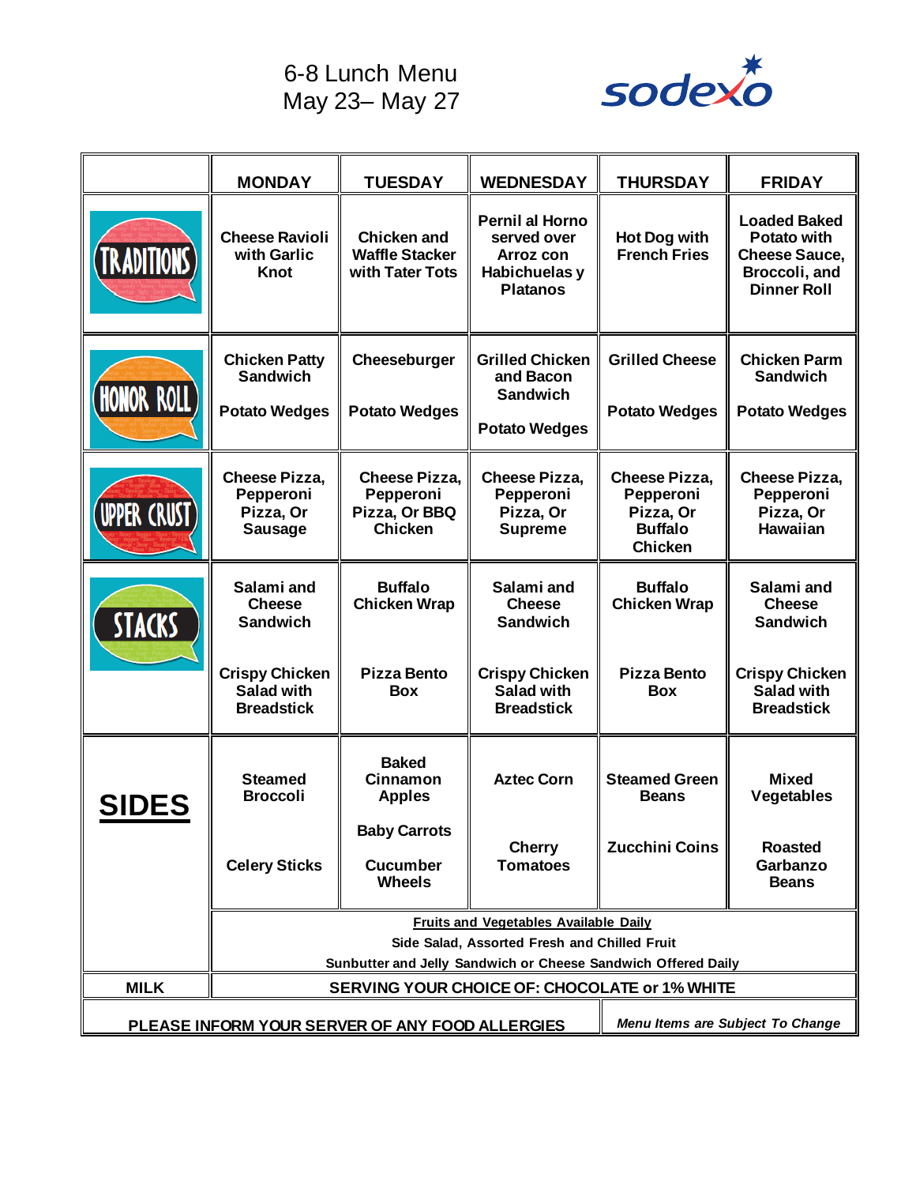# 6-8 Lunch Menu
## May 23– May 27

sodexo

| | MONDAY | TUESDAY | WEDNESDAY | THURSDAY | FRIDAY |
|---|---|---|---|---|---|
| TRADITIONS | **Cheese Ravioli with Garlic Knot** | **Chicken and Waffle Stacker with Tater Tots** | **Pernil al Horno served over Arroz con Habichuelas y Platanos** | **Hot Dog with French Fries** | **Loaded Baked Potato with Cheese Sauce, Broccoli, and Dinner Roll** |
| HONOR ROLL | **Chicken Patty Sandwich**<br><br>**Potato Wedges** | **Cheeseburger**<br><br>**Potato Wedges** | **Grilled Chicken and Bacon Sandwich**<br><br>**Potato Wedges** | **Grilled Cheese**<br><br>**Potato Wedges** | **Chicken Parm Sandwich**<br><br>**Potato Wedges** |
| UPPER CRUST | **Cheese Pizza, Pepperoni Pizza, Or Sausage** | **Cheese Pizza, Pepperoni Pizza, Or BBQ Chicken** | **Cheese Pizza, Pepperoni Pizza, Or Supreme** | **Cheese Pizza, Pepperoni Pizza, Or Buffalo Chicken** | **Cheese Pizza, Pepperoni Pizza, Or Hawaiian** |
| STACKS | **Salami and Cheese Sandwich**<br><br>**Crispy Chicken Salad with Breadstick** | **Buffalo Chicken Wrap**<br><br>**Pizza Bento Box** | **Salami and Cheese Sandwich**<br><br>**Crispy Chicken Salad with Breadstick** | **Buffalo Chicken Wrap**<br><br>**Pizza Bento Box** | **Salami and Cheese Sandwich**<br><br>**Crispy Chicken Salad with Breadstick** |
| **SIDES** | **Steamed Broccoli**<br><br>**Celery Sticks** | **Baked Cinnamon Apples**<br><br>**Baby Carrots**<br><br>**Cucumber Wheels** | **Aztec Corn**<br><br>**Cherry Tomatoes** | **Steamed Green Beans**<br><br>**Zucchini Coins** | **Mixed Vegetables**<br><br>**Roasted Garbanzo Beans** |
| | **Fruits and Vegetables Available Daily**<br>**Side Salad, Assorted Fresh and Chilled Fruit**<br>**Sunbutter and Jelly Sandwich or Cheese Sandwich Offered Daily** | | | | |
| **MILK** | **SERVING YOUR CHOICE OF: CHOCOLATE or 1% WHITE** | | | | |

**PLEASE INFORM YOUR SERVER OF ANY FOOD ALLERGIES**

***Menu Items are Subject To Change***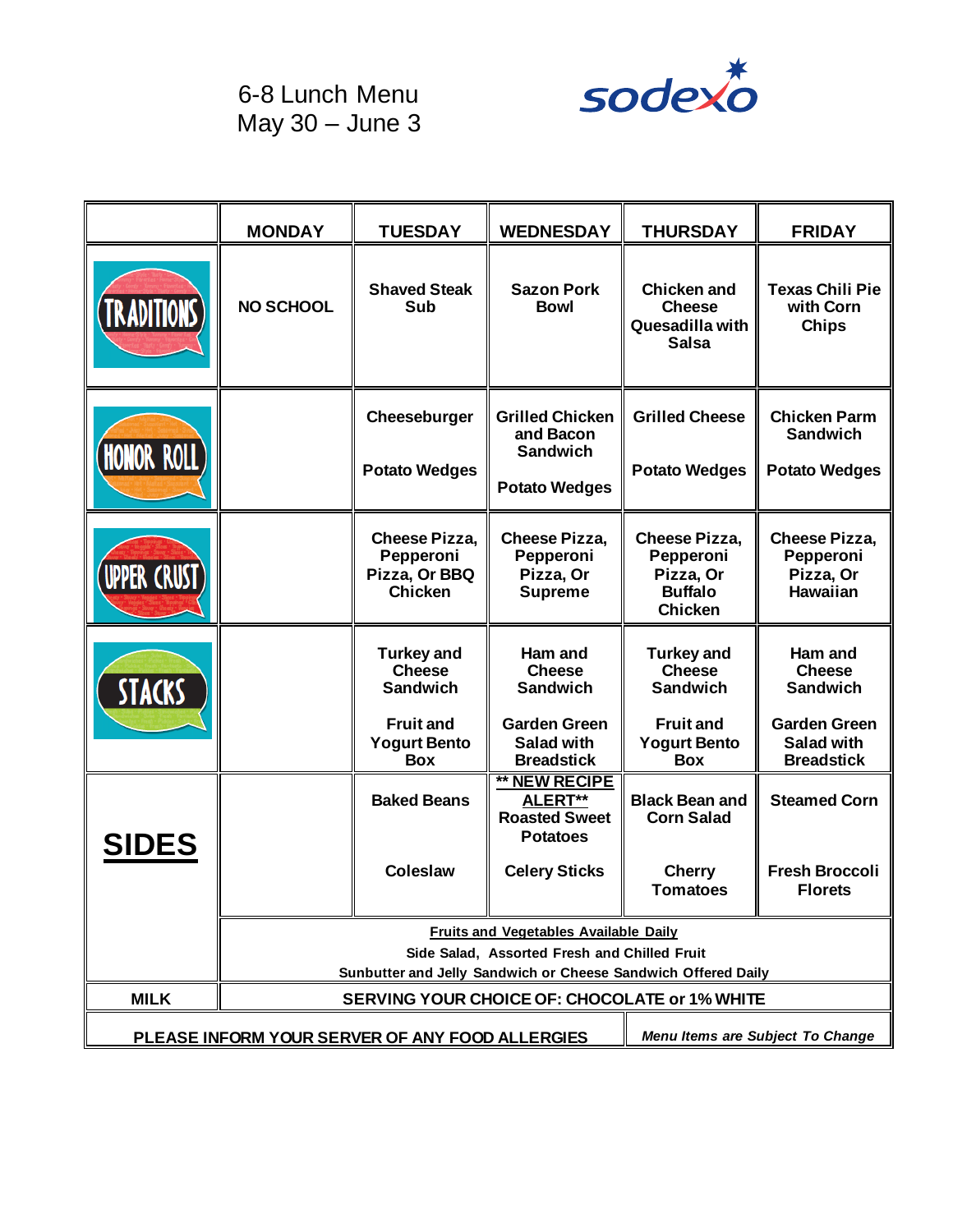# 6-8 Lunch Menu
May 30 – June 3

sodexo

| | MONDAY | TUESDAY | WEDNESDAY | THURSDAY | FRIDAY |
|---|---|---|---|---|---|
| TRADITIONS | NO SCHOOL | Shaved Steak Sub | Sazon Pork Bowl | Chicken and Cheese Quesadilla with Salsa | Texas Chili Pie with Corn Chips |
| HONOR ROLL | | Cheeseburger<br><br>Potato Wedges | Grilled Chicken and Bacon Sandwich<br><br>Potato Wedges | Grilled Cheese<br><br>Potato Wedges | Chicken Parm Sandwich<br><br>Potato Wedges |
| UPPER CRUST | | Cheese Pizza, Pepperoni Pizza, Or BBQ Chicken | Cheese Pizza, Pepperoni Pizza, Or Supreme | Cheese Pizza, Pepperoni Pizza, Or Buffalo Chicken | Cheese Pizza, Pepperoni Pizza, Or Hawaiian |
| STACKS | | Turkey and Cheese Sandwich<br><br>Fruit and Yogurt Bento Box | Ham and Cheese Sandwich<br><br>Garden Green Salad with Breadstick | Turkey and Cheese Sandwich<br><br>Fruit and Yogurt Bento Box | Ham and Cheese Sandwich<br><br>Garden Green Salad with Breadstick |
| **SIDES** | | Baked Beans<br><br>Coleslaw | ** NEW RECIPE ALERT** Roasted Sweet Potatoes<br><br>Celery Sticks | Black Bean and Corn Salad<br><br>Cherry Tomatoes | Steamed Corn<br><br>Fresh Broccoli Florets |
| | Fruits and Vegetables Available Daily<br>Side Salad, Assorted Fresh and Chilled Fruit<br>Sunbutter and Jelly Sandwich or Cheese Sandwich Offered Daily | | | | |
| MILK | SERVING YOUR CHOICE OF: CHOCOLATE or 1% WHITE | | | | |

**PLEASE INFORM YOUR SERVER OF ANY FOOD ALLERGIES**

*Menu Items are Subject To Change*